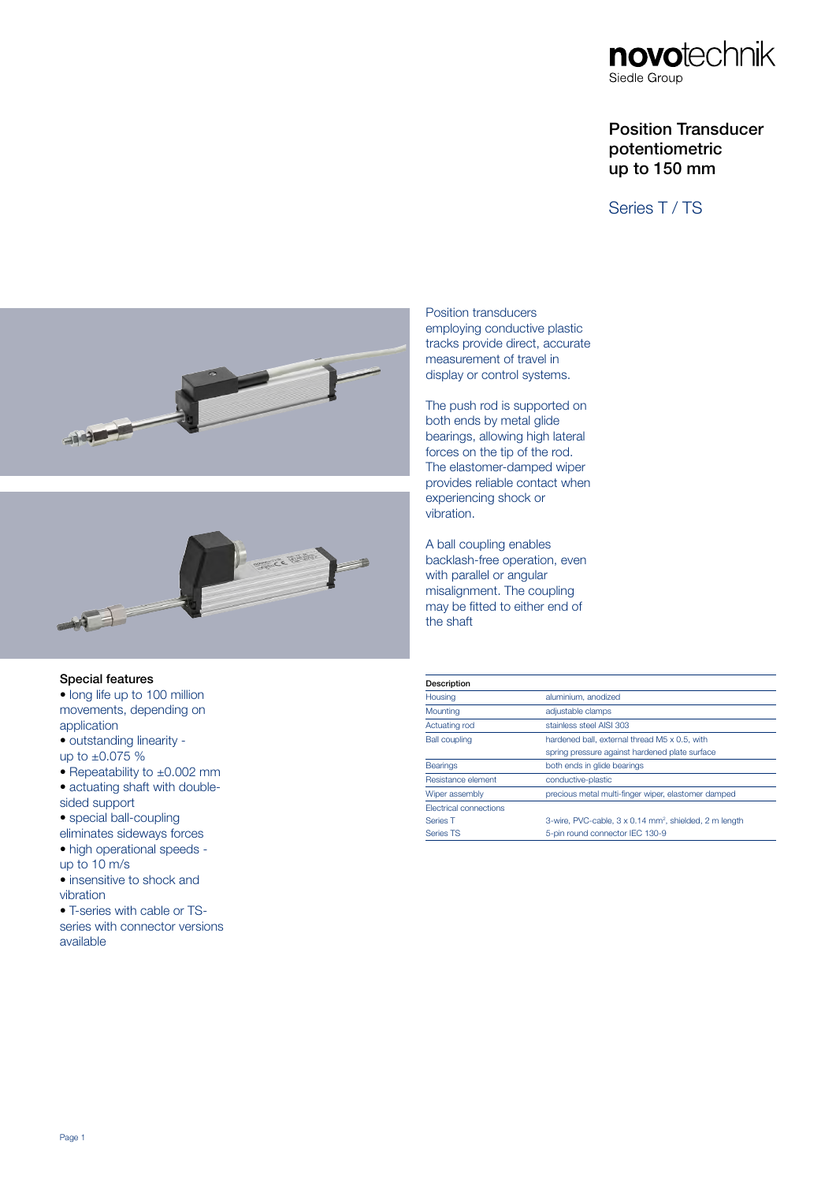novotechnik
Siedle Group

# Position Transducer potentiometric up to 150 mm

## Series T / TS

Position transducers employing conductive plastic tracks provide direct, accurate measurement of travel in display or control systems.

The push rod is supported on both ends by metal glide bearings, allowing high lateral forces on the tip of the rod. The elastomer-damped wiper provides reliable contact when experiencing shock or vibration.

A ball coupling enables backlash-free operation, even with parallel or angular misalignment. The coupling may be fitted to either end of the shaft

### Special features

- long life up to 100 million movements, depending on application
- outstanding linearity - up to ±0.075 %
- Repeatability to ±0.002 mm
- actuating shaft with double-sided support
- special ball-coupling eliminates sideways forces
- high operational speeds - up to 10 m/s
- insensitive to shock and vibration
- T-series with cable or TS-series with connector versions available

| Description | |
|---|---|
| Housing | aluminium, anodized |
| Mounting | adjustable clamps |
| Actuating rod | stainless steel AISI 303 |
| Ball coupling | hardened ball, external thread M5 x 0.5, with spring pressure against hardened plate surface |
| Bearings | both ends in glide bearings |
| Resistance element | conductive-plastic |
| Wiper assembly | precious metal multi-finger wiper, elastomer damped |
| Electrical connections | |
| Series T | 3-wire, PVC-cable, 3 x 0.14 mm², shielded, 2 m length |
| Series TS | 5-pin round connector IEC 130-9 |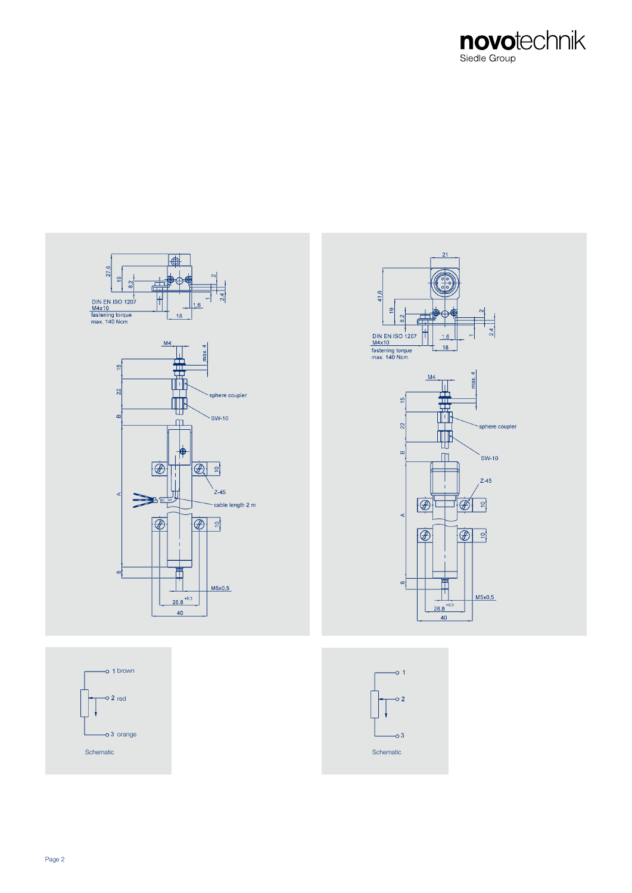DIN EN ISO 1207
M4x10
fastening torque
max. 140 Ncm

sphere coupler

SW-10

Z-45

cable length 2 m

M5x0,5

1 brown

2 red

3 orange

Schematic

DIN EN ISO 1207
M4x10
fastening torque
max. 140 Ncm

sphere coupler

SW-10

Z-45

M5x0,5

1

2

3

Schematic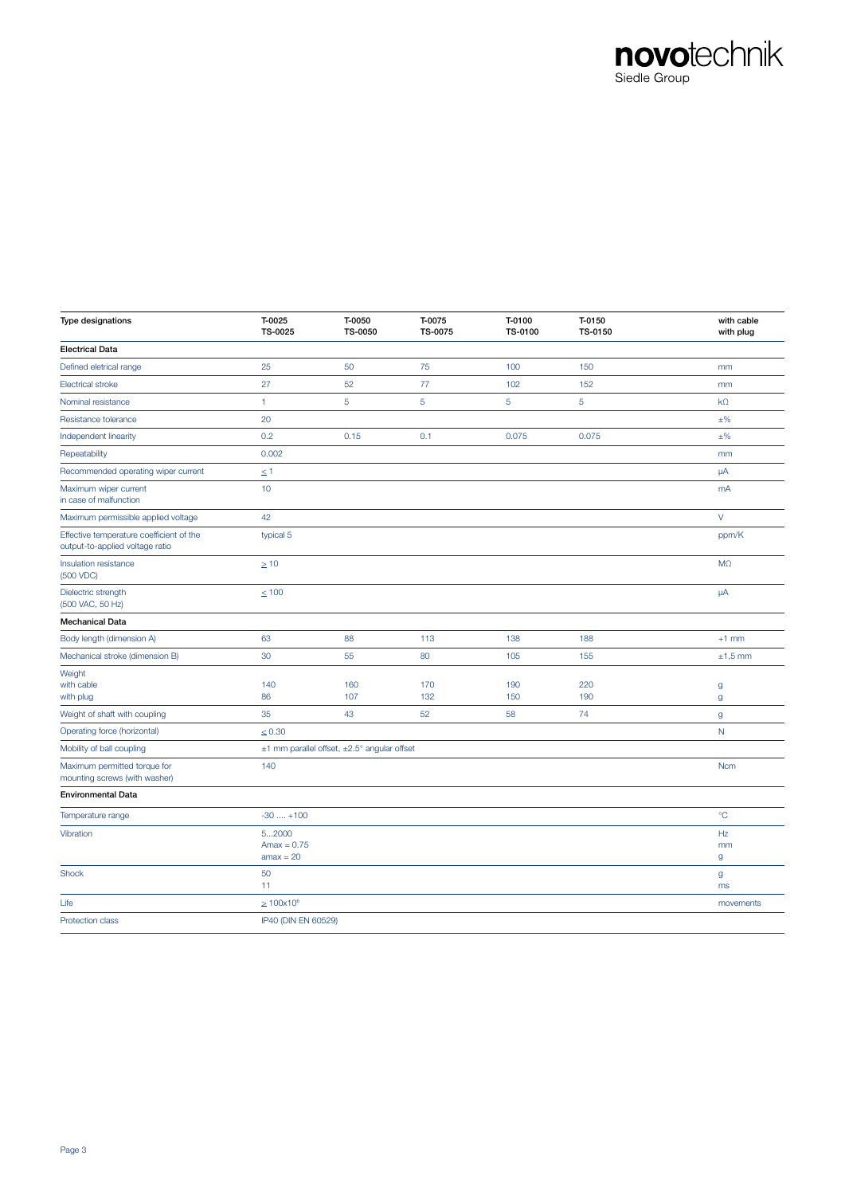| Type designations | T-0025<br>TS-0025 | T-0050<br>TS-0050 | T-0075<br>TS-0075 | T-0100<br>TS-0100 | T-0150<br>TS-0150 | with cable<br>with plug |
|---|---|---|---|---|---|---|
| **Electrical Data** | | | | | | |
| Defined eletrical range | 25 | 50 | 75 | 100 | 150 | mm |
| Electrical stroke | 27 | 52 | 77 | 102 | 152 | mm |
| Nominal resistance | 1 | 5 | 5 | 5 | 5 | kΩ |
| Resistance tolerance | 20 | | | | | ±% |
| Independent linearity | 0.2 | 0.15 | 0.1 | 0.075 | 0.075 | ±% |
| Repeatability | 0.002 | | | | | mm |
| Recommended operating wiper current | ≤ 1 | | | | | µA |
| Maximum wiper current<br>in case of malfunction | 10 | | | | | mA |
| Maximum permissible applied voltage | 42 | | | | | V |
| Effective temperature coefficient of the output-to-applied voltage ratio | typical 5 | | | | | ppm/K |
| Insulation resistance<br>(500 VDC) | ≥ 10 | | | | | MΩ |
| Dielectric strength<br>(500 VAC, 50 Hz) | ≤ 100 | | | | | µA |
| **Mechanical Data** | | | | | | |
| Body length (dimension A) | 63 | 88 | 113 | 138 | 188 | +1 mm |
| Mechanical stroke (dimension B) | 30 | 55 | 80 | 105 | 155 | ±1,5 mm |
| Weight<br>with cable<br>with plug | <br>140<br>86 | <br>160<br>107 | <br>170<br>132 | <br>190<br>150 | <br>220<br>190 | <br>g<br>g |
| Weight of shaft with coupling | 35 | 43 | 52 | 58 | 74 | g |
| Operating force (horizontal) | ≤ 0.30 | | | | | N |
| Mobility of ball coupling | ±1 mm parallel offset, ±2.5° angular offset | | | | | |
| Maximum permitted torque for mounting screws (with washer) | 140 | | | | | Ncm |
| **Environmental Data** | | | | | | |
| Temperature range | -30 .... +100 | | | | | °C |
| Vibration | 5...2000<br>Amax = 0.75<br>amax = 20 | | | | | Hz<br>mm<br>g |
| Shock | 50<br>11 | | | | | g<br>ms |
| Life | ≥ $100 \times 10^6$ | | | | | movements |
| Protection class | IP40 (DIN EN 60529) | | | | | |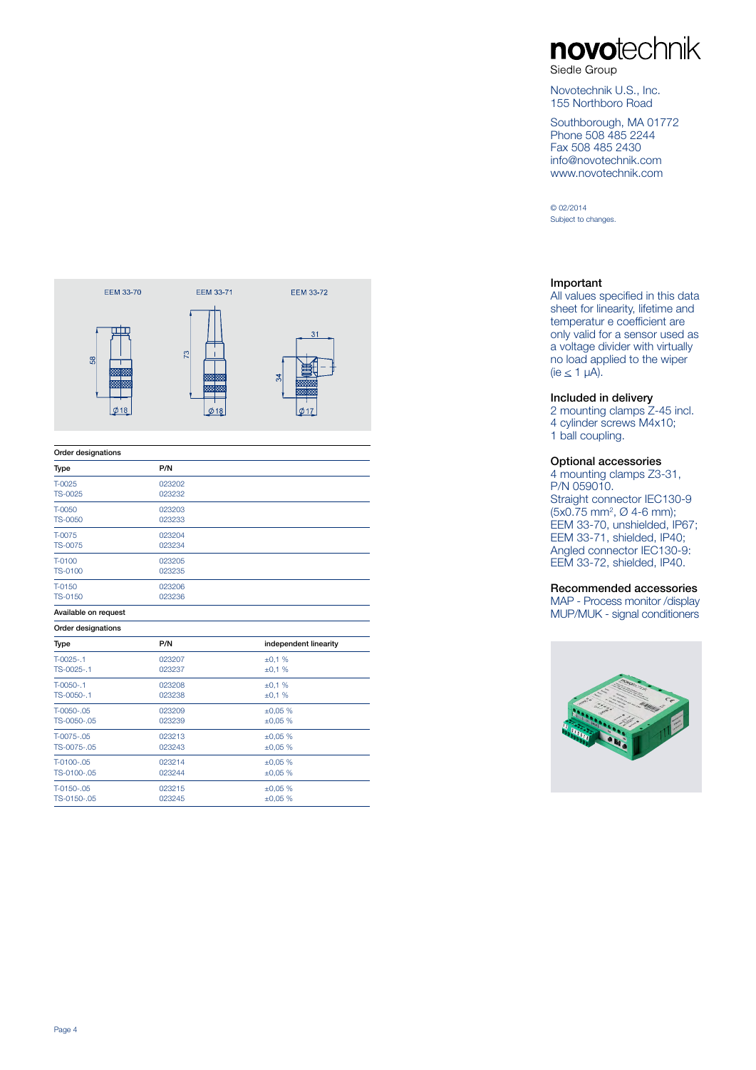**novotechnik**
Siedle Group

Novotechnik U.S., Inc.
155 Northboro Road

Southborough, MA 01772
Phone 508 485 2244
Fax 508 485 2430
info@novotechnik.com
www.novotechnik.com

© 02/2014
Subject to changes.

EEM 33-70
58
Ø18

EEM 33-71
73
Ø18

EEM 33-72
31
34
Ø17

**Order designations**

| Type | P/N |
|---|---|
| T-0025 | 023202 |
| TS-0025 | 023232 |
| T-0050 | 023203 |
| TS-0050 | 023233 |
| T-0075 | 023204 |
| TS-0075 | 023234 |
| T-0100 | 023205 |
| TS-0100 | 023235 |
| T-0150 | 023206 |
| TS-0150 | 023236 |

**Available on request**

**Order designations**

| Type | P/N | independent linearity |
|---|---|---|
| T-0025-.1 | 023207 | ±0,1 % |
| TS-0025-.1 | 023237 | ±0,1 % |
| T-0050-.1 | 023208 | ±0,1 % |
| TS-0050-.1 | 023238 | ±0,1 % |
| T-0050-.05 | 023209 | ±0,05 % |
| TS-0050-.05 | 023239 | ±0,05 % |
| T-0075-.05 | 023213 | ±0,05 % |
| TS-0075-.05 | 023243 | ±0,05 % |
| T-0100-.05 | 023214 | ±0,05 % |
| TS-0100-.05 | 023244 | ±0,05 % |
| T-0150-.05 | 023215 | ±0,05 % |
| TS-0150-.05 | 023245 | ±0,05 % |

### Important
All values specified in this data sheet for linearity, lifetime and temperatur e coefficient are only valid for a sensor used as a voltage divider with virtually no load applied to the wiper (ie ≤ 1 µA).

### Included in delivery
2 mounting clamps Z-45 incl.
4 cylinder screws M4x10;
1 ball coupling.

### Optional accessories
4 mounting clamps Z3-31, P/N 059010.
Straight connector IEC130-9 (5x0.75 mm$^2$, Ø 4-6 mm);
EEM 33-70, unshielded, IP67;
EEM 33-71, shielded, IP40;
Angled connector IEC130-9:
EEM 33-72, shielded, IP40.

### Recommended accessories
MAP - Process monitor /display
MUP/MUK - signal conditioners